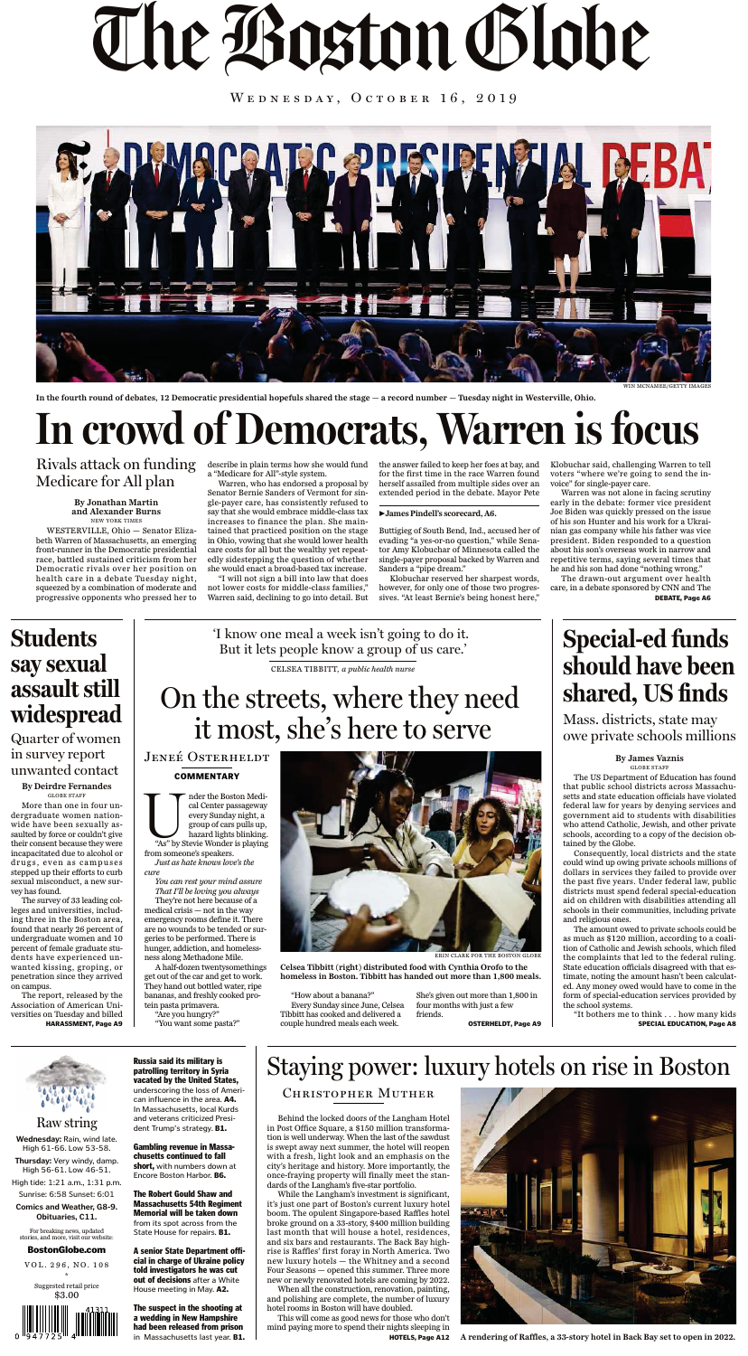# The Boston Globe

WEDNESDAY, OCTOBER 16, 2019

WIN MCNAMEE/GETTY IMAGES

In the fourth round of debates, 12 Democratic presidential hopefuls shared the stage — a record number — Tuesday night in Westerville, Ohio.

# In crowd of Democrats, Warren is focus

## Rivals attack on funding Medicare for All plan

**By Jonathan Martin and Alexander Burns**
NEW YORK TIMES

WESTERVILLE, Ohio — Senator Elizabeth Warren of Massachusetts, an emerging front-runner in the Democratic presidential race, battled sustained criticism from her Democratic rivals over her position on health care in a debate Tuesday night, squeezed by a combination of moderate and progressive opponents who pressed her to describe in plain terms how she would fund a "Medicare for All"-style system.

Warren, who has endorsed a proposal by Senator Bernie Sanders of Vermont for single-payer care, has consistently refused to say that she would embrace middle-class tax increases to finance the plan. She maintained that practiced position on the stage in Ohio, vowing that she would lower health care costs for all but the wealthy yet repeatedly sidestepping the question of whether she would enact a broad-based tax increase.

"I will not sign a bill into law that does not lower costs for middle-class families," Warren said, declining to go into detail. But the answer failed to keep her foes at bay, and for the first time in the race Warren found herself assailed from multiple sides over an extended period in the debate. Mayor Pete

▶ **James Pindell's scorecard, A6.**

Buttigieg of South Bend, Ind., accused her of evading "a yes-or-no question," while Senator Amy Klobuchar of Minnesota called the single-payer proposal backed by Warren and Sanders a "pipe dream."

Klobuchar reserved her sharpest words, however, for only one of those two progressives. "At least Bernie's being honest here," Klobuchar said, challenging Warren to tell voters "where we're going to send the invoice" for single-payer care.

Warren was not alone in facing scrutiny early in the debate: former vice president Joe Biden was quickly pressed on the issue of his son Hunter and his work for a Ukrainian gas company while his father was vice president. Biden responded to a question about his son's overseas work in narrow and repetitive terms, saying several times that he and his son had done "nothing wrong."

The drawn-out argument over health care, in a debate sponsored by CNN and The

**DEBATE, Page A6**

# Students say sexual assault still widespread

## Quarter of women in survey report unwanted contact

**By Deirdre Fernandes**
GLOBE STAFF

More than one in four undergraduate women nationwide have been sexually assaulted by force or couldn't give their consent because they were incapacitated due to alcohol or drugs, even as campuses stepped up their efforts to curb sexual misconduct, a new survey has found.

The survey of 33 leading colleges and universities, including three in the Boston area, found that nearly 26 percent of undergraduate women and 10 percent of female graduate students have experienced unwanted kissing, groping, or penetration since they arrived on campus.

The report, released by the Association of American Universities on Tuesday and billed

**HARASSMENT, Page A9**

'I know one meal a week isn't going to do it. But it lets people know a group of us care.'

CELSEA TIBBITT, *a public health nurse*

# On the streets, where they need it most, she's here to serve

JENEÉ OSTERHELDT

**COMMENTARY**

Under the Boston Medical Center passageway every Sunday night, a group of cars pulls up, hazard lights blinking. "As" by Stevie Wonder is playing from someone's speakers.

*Just as hate knows love's the cure*

*You can rest your mind assure That I'll be loving you always*

They're not here because of a medical crisis — not in the way emergency rooms define it. There are no wounds to be tended or surgeries to be performed. There is hunger, addiction, and homelessness along Methadone Mile.

A half-dozen twentysomethings get out of the car and get to work. They hand out bottled water, ripe bananas, and freshly cooked protein pasta primavera.

"Are you hungry?"

"You want some pasta?"

ERIN CLARK FOR THE BOSTON GLOBE

**Celsea Tibbitt (right) distributed food with Cynthia Orofo to the homeless in Boston. Tibbitt has handed out more than 1,800 meals.**

"How about a banana?"

Every Sunday since June, Celsea Tibbitt has cooked and delivered a couple hundred meals each week. She's given out more than 1,800 in four months with just a few friends.

**OSTERHELDT, Page A9**

# Special-ed funds should have been shared, US finds

## Mass. districts, state may owe private schools millions

**By James Vaznis**
GLOBE STAFF

The US Department of Education has found that public school districts across Massachusetts and state education officials have violated federal law for years by denying services and government aid to students with disabilities who attend Catholic, Jewish, and other private schools, according to a copy of the decision obtained by the Globe.

Consequently, local districts and the state could wind up owing private schools millions of dollars in services they failed to provide over the past five years. Under federal law, public districts must spend federal special-education aid on children with disabilities attending all schools in their communities, including private and religious ones.

The amount owed to private schools could be as much as $120 million, according to a coalition of Catholic and Jewish schools, which filed the complaints that led to the federal ruling. State education officials disagreed with that estimate, noting the amount hasn't been calculated. Any money owed would have to come in the form of special-education services provided by the school systems.

"It bothers me to think . . . how many kids

**SPECIAL EDUCATION, Page A8**

**Raw string**

**Wednesday:** Rain, wind late. High 61-66. Low 53-58.

**Thursday:** Very windy, damp. High 56-61. Low 46-51.

High tide: 1:21 a.m., 1:31 p.m.

Sunrise: 6:58 Sunset: 6:01

**Comics and Weather, G8-9. Obituaries, C11.**

For breaking news, updated stories, and more, visit our website:

**BostonGlobe.com**

VOL. 296, NO. 108

Suggested retail price $3.00

**Russia said its military is patrolling territory in Syria vacated by the United States,** underscoring the loss of American influence in the area. **A4.** In Massachusetts, local Kurds and veterans criticized President Trump's strategy. **B1.**

**Gambling revenue in Massachusetts continued to fall short,** with numbers down at Encore Boston Harbor. **B6.**

**The Robert Gould Shaw and Massachusetts 54th Regiment Memorial will be taken down** from its spot across from the State House for repairs. **B1.**

**A senior State Department official in charge of Ukraine policy told investigators he was cut out of decisions** after a White House meeting in May. **A2.**

**The suspect in the shooting at a wedding in New Hampshire had been released from prison** in Massachusetts last year. **B1.**

# Staying power: luxury hotels on rise in Boston

CHRISTOPHER MUTHER

Behind the locked doors of the Langham Hotel in Post Office Square, a $150 million transformation is well underway. When the last of the sawdust is swept away next summer, the hotel will reopen with a fresh, light look and an emphasis on the city's heritage and history. More importantly, the once-fraying property will finally meet the standards of the Langham's five-star portfolio.

While the Langham's investment is significant, it's just one part of Boston's current luxury hotel boom. The opulent Singapore-based Raffles hotel broke ground on a 33-story, $400 million building last month that will house a hotel, residences, and six bars and restaurants. The Back Bay high-rise is Raffles' first foray in North America. Two new luxury hotels — the Whitney and a second Four Seasons — opened this summer. Three more new or newly renovated hotels are coming by 2022.

When all the construction, renovation, painting, and polishing are complete, the number of luxury hotel rooms in Boston will have doubled.

This will come as good news for those who don't mind paying more to spend their nights sleeping in

**HOTELS, Page A12**

**A rendering of Raffles, a 33-story hotel in Back Bay set to open in 2022.**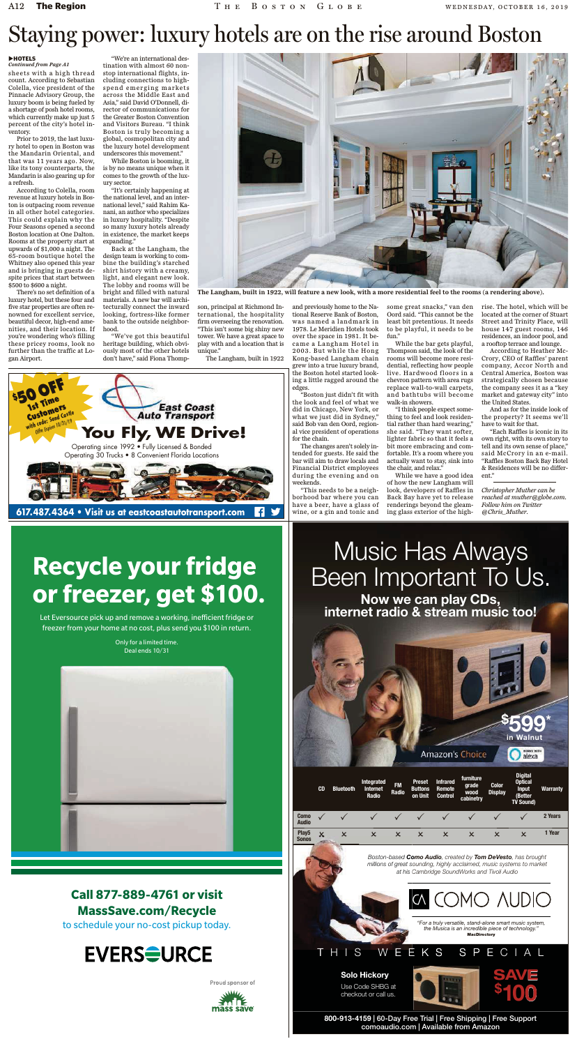# Staying power: luxury hotels are on the rise around Boston

**▶HOTELS**
*Continued from Page A1*

sheets with a high thread count. According to Sebastian Colella, vice president of the Pinnacle Advisory Group, the luxury boom is being fueled by a shortage of posh hotel rooms, which currently make up just 5 percent of the city's hotel inventory.

Prior to 2019, the last luxury hotel to open in Boston was the Mandarin Oriental, and that was 11 years ago. Now, like its tony counterparts, the Mandarin is also gearing up for a refresh.

According to Colella, room revenue at luxury hotels in Boston is outpacing room revenue in all other hotel categories. This could explain why the Four Seasons opened a second Boston location at One Dalton. Rooms at the property start at upwards of $1,000 a night. The 65-room boutique hotel the Whitney also opened this year and is bringing in guests despite prices that start between $500 to $600 a night.

There's no set definition of a luxury hotel, but these four and five star properties are often renowned for excellent service, beautiful decor, high-end amenities, and their location. If you're wondering who's filling these pricey rooms, look no further than the traffic at Logan Airport.

"We're an international destination with almost 60 nonstop international flights, including connections to high-spend emerging markets across the Middle East and Asia," said David O'Donnell, director of communications for the Greater Boston Convention and Visitors Bureau. "I think Boston is truly becoming a global, cosmopolitan city and the luxury hotel development underscores this movement."

While Boston is booming, it is by no means unique when it comes to the growth of the luxury sector.

"It's certainly happening at the national level, and an international level," said Rahim Kanani, an author who specializes in luxury hospitality. "Despite so many luxury hotels already in existence, the market keeps expanding."

Back at the Langham, the design team is working to combine the building's starched shirt history with a creamy, light, and elegant new look. The lobby and rooms will be bright and filled with natural materials. A new bar will architecturally connect the inward looking, fortress-like former bank to the outside neighborhood.

"We've got this beautiful heritage building, which obviously most of the other hotels don't have," said Fiona Thompson, principal at Richmond International, the hospitality firm overseeing the renovation. "This isn't some big shiny new tower. We have a great space to play with and a location that is unique."

The Langham, built in 1922 and previously home to the National Reserve Bank of Boston, was named a landmark in 1978. Le Meridien Hotels took over the space in 1981. It became a Langham Hotel in 2003. But while the Hong Kong-based Langham chain grew into a true luxury brand, the Boston hotel started looking a little ragged around the edges.

"Boston just didn't fit with the look and feel of what we did in Chicago, New York, or what we just did in Sydney," said Bob van den Oord, regional vice president of operations for the chain.

The changes aren't solely intended for guests. He said the bar will aim to draw locals and Financial District employees during the evening and on weekends.

"This needs to be a neighborhood bar where you can have a beer, have a glass of wine, or a gin and tonic and some great snacks," van den Oord said. "This cannot be the least bit pretentious. It needs to be playful, it needs to be fun."

While the bar gets playful, Thompson said, the look of the rooms will become more residential, reflecting how people live. Hardwood floors in a chevron pattern with area rugs replace wall-to-wall carpets, and bathtubs will become walk-in showers.

"I think people expect something that look residential rather than hard wearing," she said. "They want softer, lighter fabric so that it feels a bit more welcome and comfortable. It's a room where you actually want to stay, sink into the chair, and relax."

While we have a good idea of how the new Langham will look, developers of Raffles in Back Bay have yet to release renderings beyond the gleaming glass exterior of the high-rise. The hotel, which will be located at the corner of Stuart Street and Trinity Place, will house 147 guest rooms, 146 residences, an indoor pool, and a rooftop terrace and lounge.

According to Heather McCrory, CEO of Raffles' parent company, Accor North and Central America, Boston was strategically chosen because the company sees it as a "key market and gateway city" into the United States.

And as for the inside look of the property? It seems we'll have to wait for that.

"Each Raffles is iconic in its own right, with its own story to tell and its own sense of place," said McCrory in an e-mail. "Raffles Boston Back Bay Hotel & Residences will be no different."

*Christopher Muther can be reached at muther@globe.com. Follow him on Twitter @Chris_Muther.*

The Langham, built in 1922, will feature a new look, with a more residential feel to the rooms (a rendering above).

---

**$50 OFF** 1st Time Customers with code: Sand Castle. Offer Expires 10/31/19

**East Coast Auto Transport**

## You Fly, WE Drive!

Operating since 1992 • Fully Licensed & Bonded
Operating 30 Trucks • 8 Convenient Florida Locations

**617.487.4364 • Visit us at eastcoastautotransport.com**

---

# Recycle your fridge or freezer, get $100.

Let Eversource pick up and remove a working, inefficient fridge or freezer from your home at no cost, plus send you $100 in return.

Only for a limited time. Deal ends 10/31

**Call 877-889-4761 or visit MassSave.com/Recycle** to schedule your no-cost pickup today.

**EVERSOURCE**

Proud sponsor of mass save

---

# Music Has Always Been Important To Us.

**Now we can play CDs, internet radio & stream music too!**

**$599*** in Walnut

Amazon's Choice — Works with alexa

| | CD | Bluetooth | Integrated Internet Radio | FM Radio | Preset Buttons on Unit | Infrared Remote Control | furniture grade wood cabinetry | Color Display | Digital Optical Input (Better TV Sound) | Warranty |
|---|---|---|---|---|---|---|---|---|---|---|
| Como Audio | ✓ | ✓ | ✓ | ✓ | ✓ | ✓ | ✓ | ✓ | ✓ | 2 Years |
| Play5 Sonos | ✗ | ✗ | ✗ | ✗ | ✗ | ✗ | ✗ | ✗ | ✗ | 1 Year |

*Boston-based **Como Audio**, created by **Tom DeVesto**, has brought millions of great sounding, highly acclaimed, music systems to market at his Cambridge SoundWorks and Tivoli Audio*

COMO AUDIO

*"For a truly versatile, stand-alone smart music system, the Musica is an incredible piece of technology."* **MacDirectory**

THIS WEEKS SPECIAL

**Solo Hickory**
Use Code SHBG at checkout or call us.

**SAVE $100**

**800-913-4159 | 60-Day Free Trial | Free Shipping | Free Support**
**comoaudio.com | Available from Amazon**